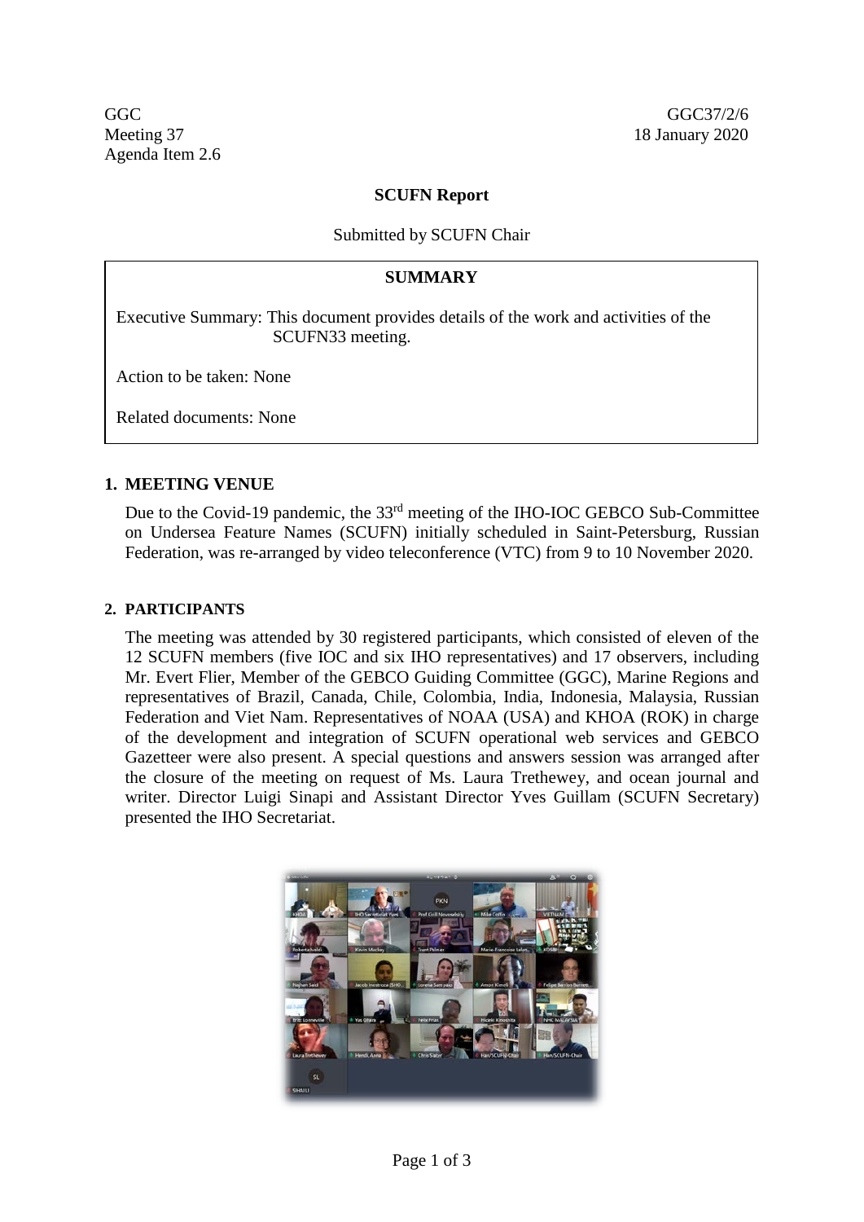GGC
Meeting 37
Agenda Item 2.6

GGC37/2/6
18 January 2020

**SCUFN Report**

Submitted by SCUFN Chair

| **SUMMARY** |
| --- |
| Executive Summary: This document provides details of the work and activities of the SCUFN33 meeting. |
| Action to be taken: None |
| Related documents: None |

## 1. MEETING VENUE

Due to the Covid-19 pandemic, the 33rd meeting of the IHO-IOC GEBCO Sub-Committee on Undersea Feature Names (SCUFN) initially scheduled in Saint-Petersburg, Russian Federation, was re-arranged by video teleconference (VTC) from 9 to 10 November 2020.

## 2. PARTICIPANTS

The meeting was attended by 30 registered participants, which consisted of eleven of the 12 SCUFN members (five IOC and six IHO representatives) and 17 observers, including Mr. Evert Flier, Member of the GEBCO Guiding Committee (GGC), Marine Regions and representatives of Brazil, Canada, Chile, Colombia, India, Indonesia, Malaysia, Russian Federation and Viet Nam. Representatives of NOAA (USA) and KHOA (ROK) in charge of the development and integration of SCUFN operational web services and GEBCO Gazetteer were also present. A special questions and answers session was arranged after the closure of the meeting on request of Ms. Laura Trethewey, and ocean journal and writer. Director Luigi Sinapi and Assistant Director Yves Guillam (SCUFN Secretary) presented the IHO Secretariat.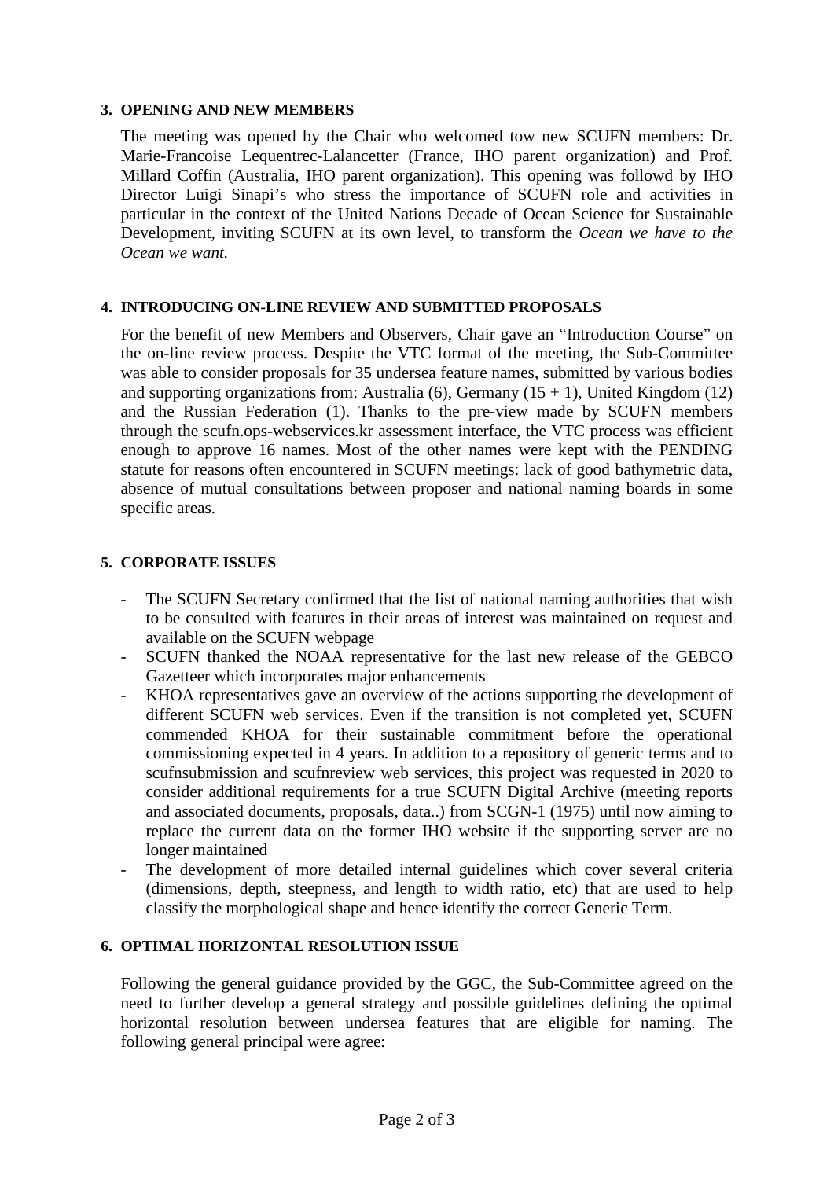### 3. OPENING AND NEW MEMBERS

The meeting was opened by the Chair who welcomed tow new SCUFN members: Dr. Marie-Francoise Lequentrec-Lalancetter (France, IHO parent organization) and Prof. Millard Coffin (Australia, IHO parent organization). This opening was followd by IHO Director Luigi Sinapi's who stress the importance of SCUFN role and activities in particular in the context of the United Nations Decade of Ocean Science for Sustainable Development, inviting SCUFN at its own level, to transform the *Ocean we have to the Ocean we want.*

### 4. INTRODUCING ON-LINE REVIEW AND SUBMITTED PROPOSALS

For the benefit of new Members and Observers, Chair gave an "Introduction Course" on the on-line review process. Despite the VTC format of the meeting, the Sub-Committee was able to consider proposals for 35 undersea feature names, submitted by various bodies and supporting organizations from: Australia (6), Germany (15 + 1), United Kingdom (12) and the Russian Federation (1). Thanks to the pre-view made by SCUFN members through the scufn.ops-webservices.kr assessment interface, the VTC process was efficient enough to approve 16 names. Most of the other names were kept with the PENDING statute for reasons often encountered in SCUFN meetings: lack of good bathymetric data, absence of mutual consultations between proposer and national naming boards in some specific areas.

### 5. CORPORATE ISSUES

- The SCUFN Secretary confirmed that the list of national naming authorities that wish to be consulted with features in their areas of interest was maintained on request and available on the SCUFN webpage
- SCUFN thanked the NOAA representative for the last new release of the GEBCO Gazetteer which incorporates major enhancements
- KHOA representatives gave an overview of the actions supporting the development of different SCUFN web services. Even if the transition is not completed yet, SCUFN commended KHOA for their sustainable commitment before the operational commissioning expected in 4 years. In addition to a repository of generic terms and to scufnsubmission and scufnreview web services, this project was requested in 2020 to consider additional requirements for a true SCUFN Digital Archive (meeting reports and associated documents, proposals, data..) from SCGN-1 (1975) until now aiming to replace the current data on the former IHO website if the supporting server are no longer maintained
- The development of more detailed internal guidelines which cover several criteria (dimensions, depth, steepness, and length to width ratio, etc) that are used to help classify the morphological shape and hence identify the correct Generic Term.

### 6. OPTIMAL HORIZONTAL RESOLUTION ISSUE

Following the general guidance provided by the GGC, the Sub-Committee agreed on the need to further develop a general strategy and possible guidelines defining the optimal horizontal resolution between undersea features that are eligible for naming. The following general principal were agree: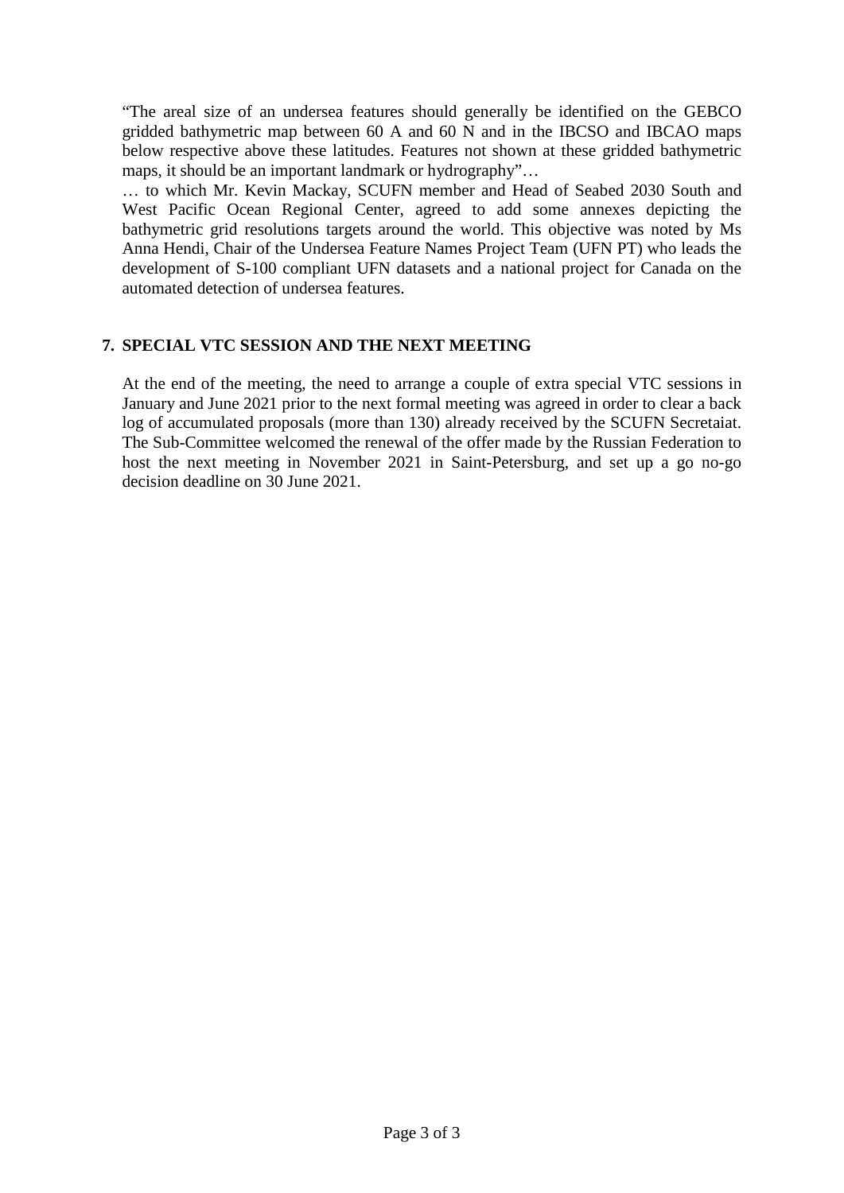"The areal size of an undersea features should generally be identified on the GEBCO gridded bathymetric map between 60 A and 60 N and in the IBCSO and IBCAO maps below respective above these latitudes. Features not shown at these gridded bathymetric maps, it should be an important landmark or hydrography"…

… to which Mr. Kevin Mackay, SCUFN member and Head of Seabed 2030 South and West Pacific Ocean Regional Center, agreed to add some annexes depicting the bathymetric grid resolutions targets around the world. This objective was noted by Ms Anna Hendi, Chair of the Undersea Feature Names Project Team (UFN PT) who leads the development of S-100 compliant UFN datasets and a national project for Canada on the automated detection of undersea features.

## 7. SPECIAL VTC SESSION AND THE NEXT MEETING

At the end of the meeting, the need to arrange a couple of extra special VTC sessions in January and June 2021 prior to the next formal meeting was agreed in order to clear a back log of accumulated proposals (more than 130) already received by the SCUFN Secretaiat. The Sub-Committee welcomed the renewal of the offer made by the Russian Federation to host the next meeting in November 2021 in Saint-Petersburg, and set up a go no-go decision deadline on 30 June 2021.